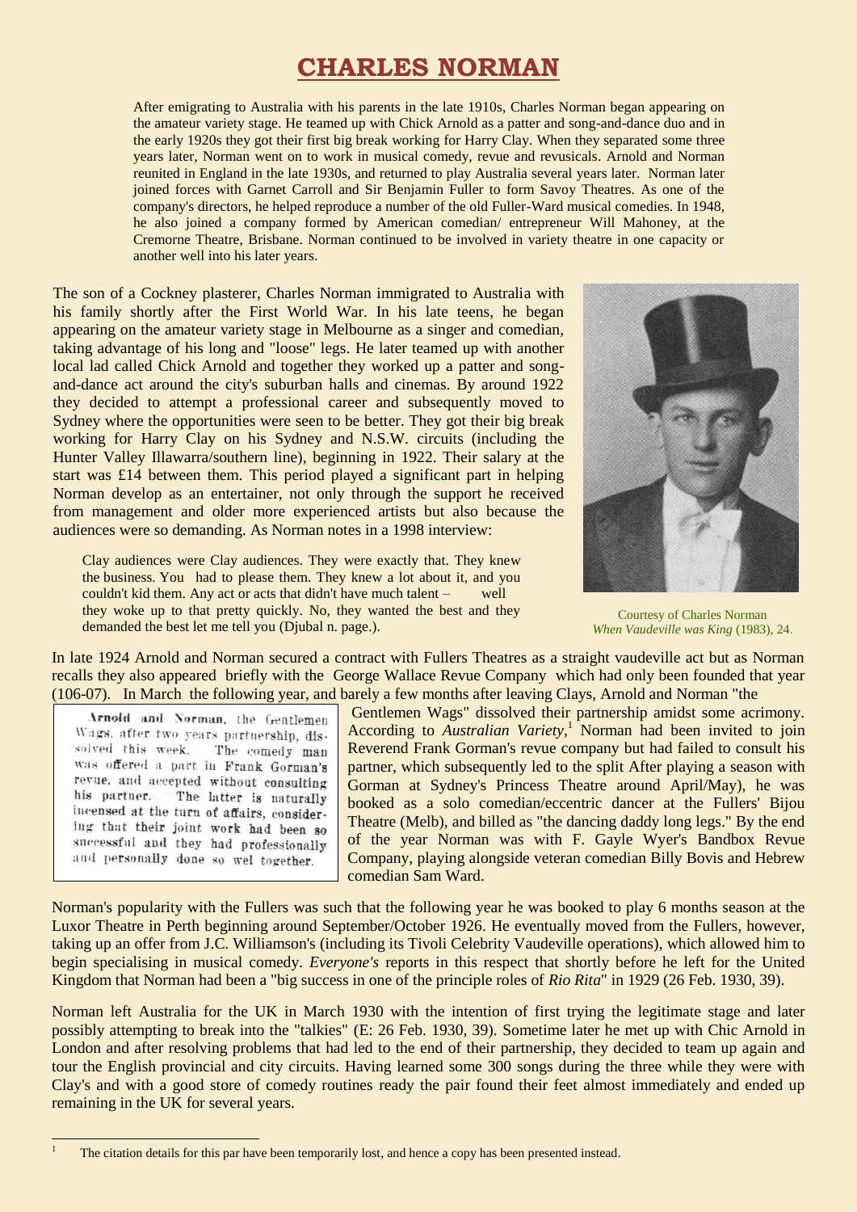# CHARLES NORMAN

After emigrating to Australia with his parents in the late 1910s, Charles Norman began appearing on the amateur variety stage. He teamed up with Chick Arnold as a patter and song-and-dance duo and in the early 1920s they got their first big break working for Harry Clay. When they separated some three years later, Norman went on to work in musical comedy, revue and revusicals. Arnold and Norman reunited in England in the late 1930s, and returned to play Australia several years later. Norman later joined forces with Garnet Carroll and Sir Benjamin Fuller to form Savoy Theatres. As one of the company's directors, he helped reproduce a number of the old Fuller-Ward musical comedies. In 1948, he also joined a company formed by American comedian/ entrepreneur Will Mahoney, at the Cremorne Theatre, Brisbane. Norman continued to be involved in variety theatre in one capacity or another well into his later years.

The son of a Cockney plasterer, Charles Norman immigrated to Australia with his family shortly after the First World War. In his late teens, he began appearing on the amateur variety stage in Melbourne as a singer and comedian, taking advantage of his long and "loose" legs. He later teamed up with another local lad called Chick Arnold and together they worked up a patter and song-and-dance act around the city's suburban halls and cinemas. By around 1922 they decided to attempt a professional career and subsequently moved to Sydney where the opportunities were seen to be better. They got their big break working for Harry Clay on his Sydney and N.S.W. circuits (including the Hunter Valley Illawarra/southern line), beginning in 1922. Their salary at the start was £14 between them. This period played a significant part in helping Norman develop as an entertainer, not only through the support he received from management and older more experienced artists but also because the audiences were so demanding. As Norman notes in a 1998 interview:

> Clay audiences were Clay audiences. They were exactly that. They knew the business. You had to please them. They knew a lot about it, and you couldn't kid them. Any act or acts that didn't have much talent – well they woke up to that pretty quickly. No, they wanted the best and they demanded the best let me tell you (Djubal n. page.).

Courtesy of Charles Norman
*When Vaudeville was King* (1983), 24.

In late 1924 Arnold and Norman secured a contract with Fullers Theatres as a straight vaudeville act but as Norman recalls they also appeared briefly with the George Wallace Revue Company which had only been founded that year (106-07). In March the following year, and barely a few months after leaving Clays, Arnold and Norman "the Gentlemen Wags" dissolved their partnership amidst some acrimony. According to *Australian Variety*,[1] Norman had been invited to join Reverend Frank Gorman's revue company but had failed to consult his partner, which subsequently led to the split After playing a season with Gorman at Sydney's Princess Theatre around April/May), he was booked as a solo comedian/eccentric dancer at the Fullers' Bijou Theatre (Melb), and billed as "the dancing daddy long legs." By the end of the year Norman was with F. Gayle Wyer's Bandbox Revue Company, playing alongside veteran comedian Billy Bovis and Hebrew comedian Sam Ward.

> Arnold and Norman, the Gentlemen Wags, after two years partnership, dissolved this week. The comedy man was offered a part in Frank Gorman's revue, and accepted without consulting his partner. The latter is naturally incensed at the turn of affairs, considering that their joint work had been so successful and they had professionally and personally done so wel together.

Norman's popularity with the Fullers was such that the following year he was booked to play 6 months season at the Luxor Theatre in Perth beginning around September/October 1926. He eventually moved from the Fullers, however, taking up an offer from J.C. Williamson's (including its Tivoli Celebrity Vaudeville operations), which allowed him to begin specialising in musical comedy. *Everyone's* reports in this respect that shortly before he left for the United Kingdom that Norman had been a "big success in one of the principle roles of *Rio Rita*" in 1929 (26 Feb. 1930, 39).

Norman left Australia for the UK in March 1930 with the intention of first trying the legitimate stage and later possibly attempting to break into the "talkies" (E: 26 Feb. 1930, 39). Sometime later he met up with Chic Arnold in London and after resolving problems that had led to the end of their partnership, they decided to team up again and tour the English provincial and city circuits. Having learned some 300 songs during the three while they were with Clay's and with a good store of comedy routines ready the pair found their feet almost immediately and ended up remaining in the UK for several years.

[1] The citation details for this par have been temporarily lost, and hence a copy has been presented instead.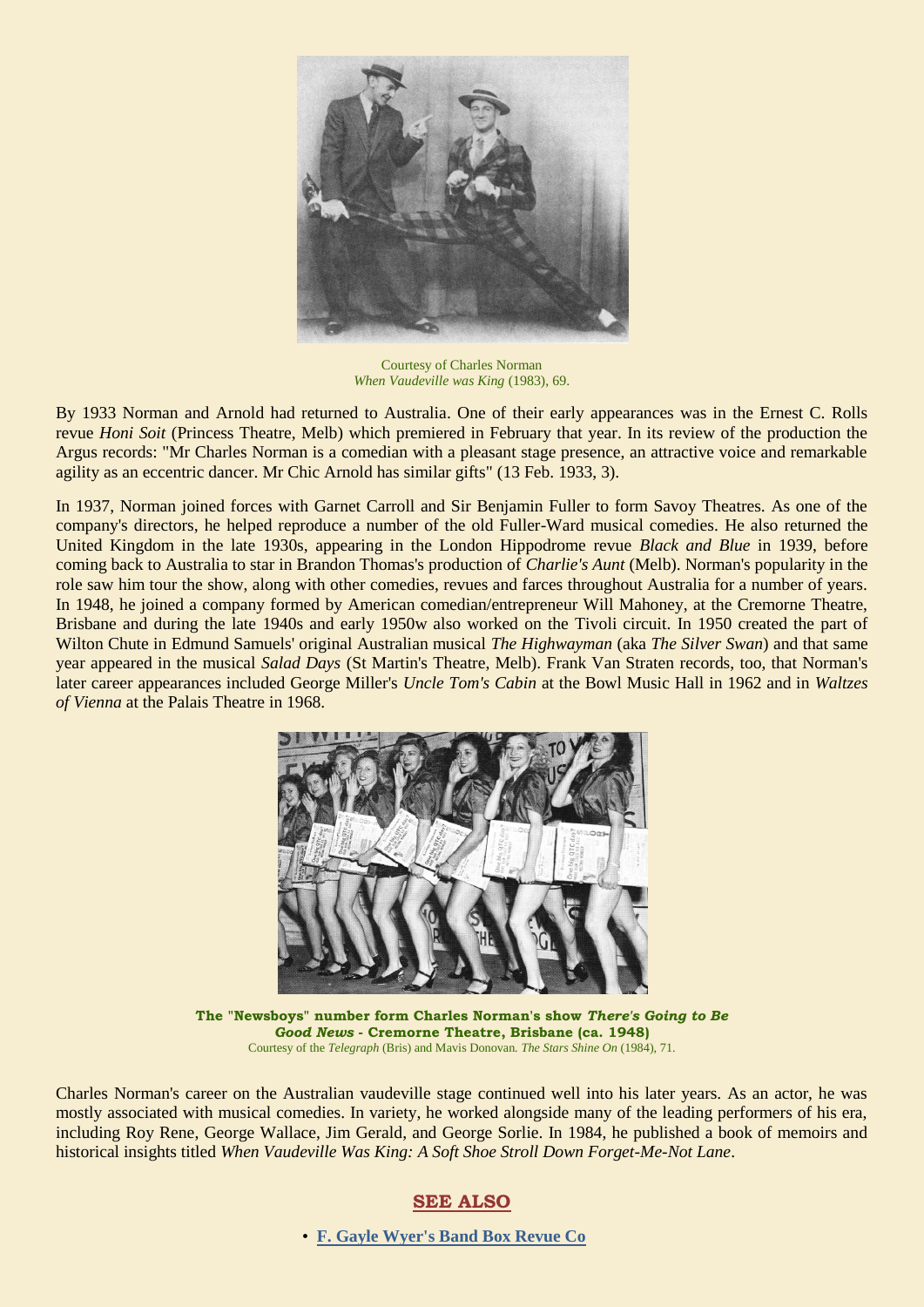Courtesy of Charles Norman
*When Vaudeville was King* (1983), 69.

By 1933 Norman and Arnold had returned to Australia. One of their early appearances was in the Ernest C. Rolls revue *Honi Soit* (Princess Theatre, Melb) which premiered in February that year. In its review of the production the Argus records: "Mr Charles Norman is a comedian with a pleasant stage presence, an attractive voice and remarkable agility as an eccentric dancer. Mr Chic Arnold has similar gifts" (13 Feb. 1933, 3).

In 1937, Norman joined forces with Garnet Carroll and Sir Benjamin Fuller to form Savoy Theatres. As one of the company's directors, he helped reproduce a number of the old Fuller-Ward musical comedies. He also returned the United Kingdom in the late 1930s, appearing in the London Hippodrome revue *Black and Blue* in 1939, before coming back to Australia to star in Brandon Thomas's production of *Charlie's Aunt* (Melb). Norman's popularity in the role saw him tour the show, along with other comedies, revues and farces throughout Australia for a number of years. In 1948, he joined a company formed by American comedian/entrepreneur Will Mahoney, at the Cremorne Theatre, Brisbane and during the late 1940s and early 1950w also worked on the Tivoli circuit. In 1950 created the part of Wilton Chute in Edmund Samuels' original Australian musical *The Highwayman* (aka *The Silver Swan*) and that same year appeared in the musical *Salad Days* (St Martin's Theatre, Melb). Frank Van Straten records, too, that Norman's later career appearances included George Miller's *Uncle Tom's Cabin* at the Bowl Music Hall in 1962 and in *Waltzes of Vienna* at the Palais Theatre in 1968.

**The "Newsboys" number form Charles Norman's show *There's Going to Be Good News* - Cremorne Theatre, Brisbane (ca. 1948)**
Courtesy of the *Telegraph* (Bris) and Mavis Donovan. *The Stars Shine On* (1984), 71.

Charles Norman's career on the Australian vaudeville stage continued well into his later years. As an actor, he was mostly associated with musical comedies. In variety, he worked alongside many of the leading performers of his era, including Roy Rene, George Wallace, Jim Gerald, and George Sorlie. In 1984, he published a book of memoirs and historical insights titled *When Vaudeville Was King: A Soft Shoe Stroll Down Forget-Me-Not Lane*.

## SEE ALSO

- **F. Gayle Wyer's Band Box Revue Co**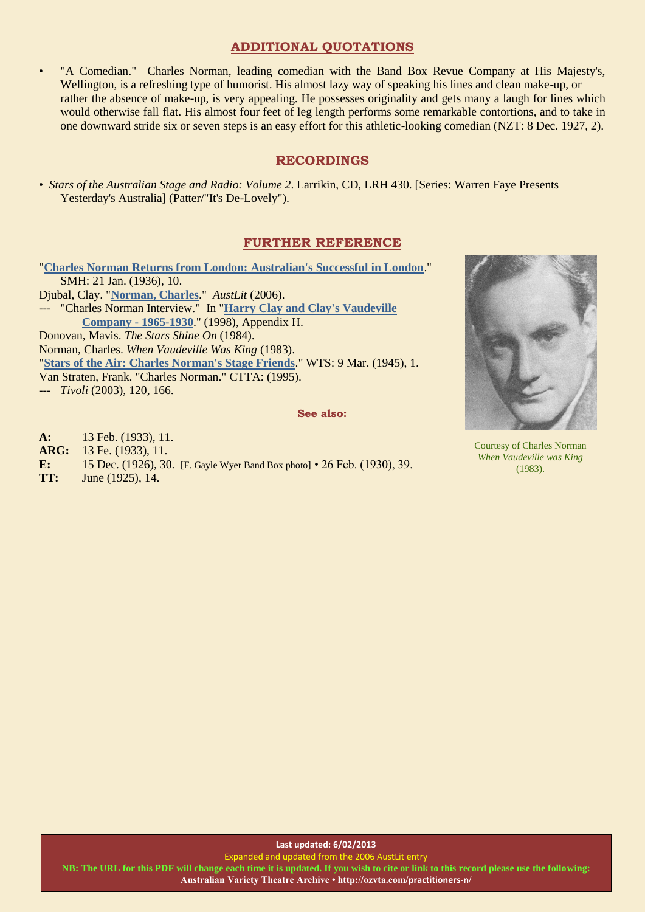## ADDITIONAL QUOTATIONS

- "A Comedian." Charles Norman, leading comedian with the Band Box Revue Company at His Majesty's, Wellington, is a refreshing type of humorist. His almost lazy way of speaking his lines and clean make-up, or rather the absence of make-up, is very appealing. He possesses originality and gets many a laugh for lines which would otherwise fall flat. His almost four feet of leg length performs some remarkable contortions, and to take in one downward stride six or seven steps is an easy effort for this athletic-looking comedian (NZT: 8 Dec. 1927, 2).

## RECORDINGS

- *Stars of the Australian Stage and Radio: Volume 2*. Larrikin, CD, LRH 430. [Series: Warren Faye Presents Yesterday's Australia] (Patter/"It's De-Lovely").

## FURTHER REFERENCE

"**Charles Norman Returns from London: Australian's Successful in London**." SMH: 21 Jan. (1936), 10.

Djubal, Clay. "**Norman, Charles**." *AustLit* (2006).

--- "Charles Norman Interview." In "**Harry Clay and Clay's Vaudeville Company - 1965-1930**." (1998), Appendix H.

Donovan, Mavis. *The Stars Shine On* (1984).

Norman, Charles. *When Vaudeville Was King* (1983).

"**Stars of the Air: Charles Norman's Stage Friends**." WTS: 9 Mar. (1945), 1.

Van Straten, Frank. "Charles Norman." CTTA: (1995).

--- *Tivoli* (2003), 120, 166.

Courtesy of Charles Norman
*When Vaudeville was King*
(1983).

**See also:**

**A:** 13 Feb. (1933), 11.
**ARG:** 13 Fe. (1933), 11.
**E:** 15 Dec. (1926), 30. [F. Gayle Wyer Band Box photo] • 26 Feb. (1930), 39.
**TT:** June (1925), 14.

**Last updated: 6/02/2013**
Expanded and updated from the 2006 AustLit entry
**NB: The URL for this PDF will change each time it is updated. If you wish to cite or link to this record please use the following:**
**Australian Variety Theatre Archive • http://ozvta.com/practitioners-n/**